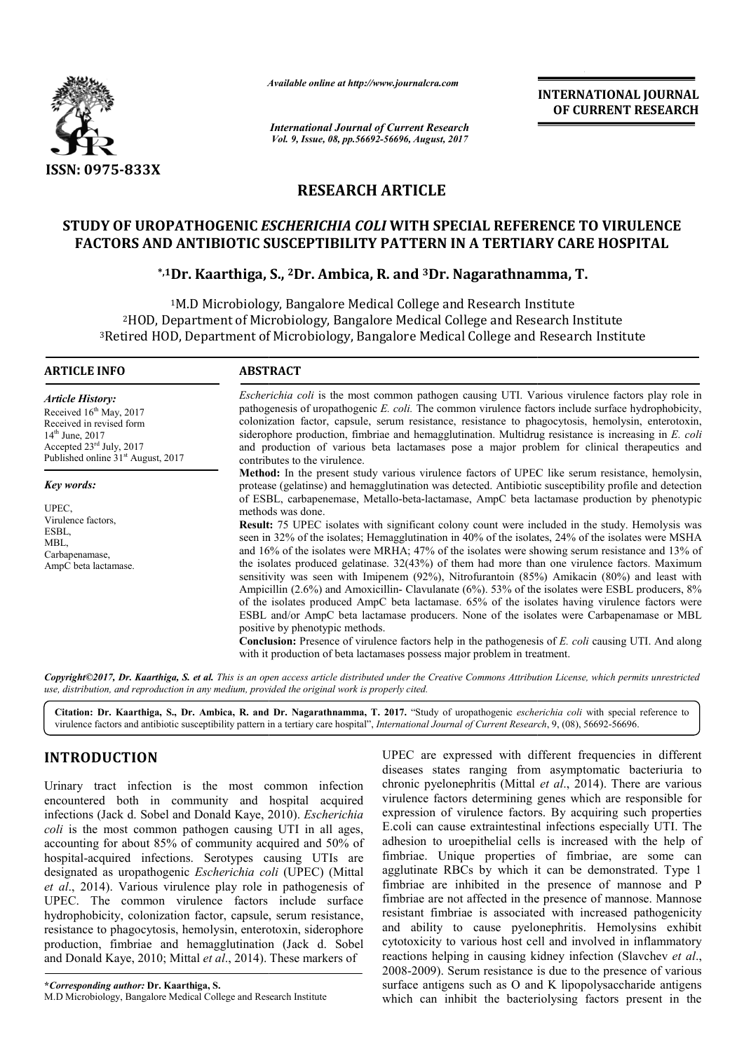# RESEARCH ARTICLE

## STUDY OF UROPATHOGENIC *ESCHERICHIA COLI* WITH SPECIAL REFERENCE TO VIRULENCE FACTORS AND ANTIBIOTIC SUSCEPTIBILITY PATTERN IN A TERTIARY CARE HOSPITAL

**\*,[1]Dr. Kaarthiga, S., [2]Dr. Ambica, R. and [3]Dr. Nagarathnamma, T.**

[1]M.D Microbiology, Bangalore Medical College and Research Institute
[2]HOD, Department of Microbiology, Bangalore Medical College and Research Institute
[3]Retired HOD, Department of Microbiology, Bangalore Medical College and Research Institute

### ARTICLE INFO

*Article History:*

Received 16[th] May, 2017
Received in revised form
14[th] June, 2017
Accepted 23[rd] July, 2017
Published online 31[st] August, 2017

*Key words:*

UPEC,
Virulence factors,
ESBL,
MBL,
Carbapenamase,
AmpC beta lactamase.

### ABSTRACT

*Escherichia coli* is the most common pathogen causing UTI. Various virulence factors play role in pathogenesis of uropathogenic *E. coli.* The common virulence factors include surface hydrophobicity, colonization factor, capsule, serum resistance, resistance to phagocytosis, hemolysin, enterotoxin, siderophore production, fimbriae and hemagglutination. Multidrug resistance is increasing in *E. coli* and production of various beta lactamases pose a major problem for clinical therapeutics and contributes to the virulence.

**Method:** In the present study various virulence factors of UPEC like serum resistance, hemolysin, protease (gelatinse) and hemagglutination was detected. Antibiotic susceptibility profile and detection of ESBL, carbapenemase, Metallo-beta-lactamase, AmpC beta lactamase production by phenotypic methods was done.

**Result:** 75 UPEC isolates with significant colony count were included in the study. Hemolysis was seen in 32% of the isolates; Hemagglutination in 40% of the isolates, 24% of the isolates were MSHA and 16% of the isolates were MRHA; 47% of the isolates were showing serum resistance and 13% of the isolates produced gelatinase. 32(43%) of them had more than one virulence factors. Maximum sensitivity was seen with Imipenem (92%), Nitrofurantoin (85%) Amikacin (80%) and least with Ampicillin (2.6%) and Amoxicillin- Clavulanate (6%). 53% of the isolates were ESBL producers, 8% of the isolates produced AmpC beta lactamase. 65% of the isolates having virulence factors were ESBL and/or AmpC beta lactamase producers. None of the isolates were Carbapenamase or MBL positive by phenotypic methods.

**Conclusion:** Presence of virulence factors help in the pathogenesis of *E. coli* causing UTI. And along with it production of beta lactamases possess major problem in treatment.

*Copyright©2017, Dr. Kaarthiga, S. et al. This is an open access article distributed under the Creative Commons Attribution License, which permits unrestricted use, distribution, and reproduction in any medium, provided the original work is properly cited.*

**Citation: Dr. Kaarthiga, S., Dr. Ambica, R. and Dr. Nagarathnamma, T. 2017.** "Study of uropathogenic *escherichia coli* with special reference to virulence factors and antibiotic susceptibility pattern in a tertiary care hospital", *International Journal of Current Research*, 9, (08), 56692-56696.

## INTRODUCTION

Urinary tract infection is the most common infection encountered both in community and hospital acquired infections (Jack d. Sobel and Donald Kaye, 2010). *Escherichia coli* is the most common pathogen causing UTI in all ages, accounting for about 85% of community acquired and 50% of hospital-acquired infections. Serotypes causing UTIs are designated as uropathogenic *Escherichia coli* (UPEC) (Mittal *et al*., 2014). Various virulence play role in pathogenesis of UPEC. The common virulence factors include surface hydrophobicity, colonization factor, capsule, serum resistance, resistance to phagocytosis, hemolysin, enterotoxin, siderophore production, fimbriae and hemagglutination (Jack d. Sobel and Donald Kaye, 2010; Mittal *et al*., 2014). These markers of UPEC are expressed with different frequencies in different diseases states ranging from asymptomatic bacteriuria to chronic pyelonephritis (Mittal *et al*., 2014). There are various virulence factors determining genes which are responsible for expression of virulence factors. By acquiring such properties E.coli can cause extraintestinal infections especially UTI. The adhesion to uroepithelial cells is increased with the help of fimbriae. Unique properties of fimbriae, are some can agglutinate RBCs by which it can be demonstrated. Type 1 fimbriae are inhibited in the presence of mannose and P fimbriae are not affected in the presence of mannose. Mannose resistant fimbriae is associated with increased pathogenicity and ability to cause pyelonephritis. Hemolysins exhibit cytotoxicity to various host cell and involved in inflammatory reactions helping in causing kidney infection (Slavchev *et al*., 2008-2009). Serum resistance is due to the presence of various surface antigens such as O and K lipopolysaccharide antigens which can inhibit the bacteriolysing factors present in the

**\*Corresponding author: Dr. Kaarthiga, S.**
M.D Microbiology, Bangalore Medical College and Research Institute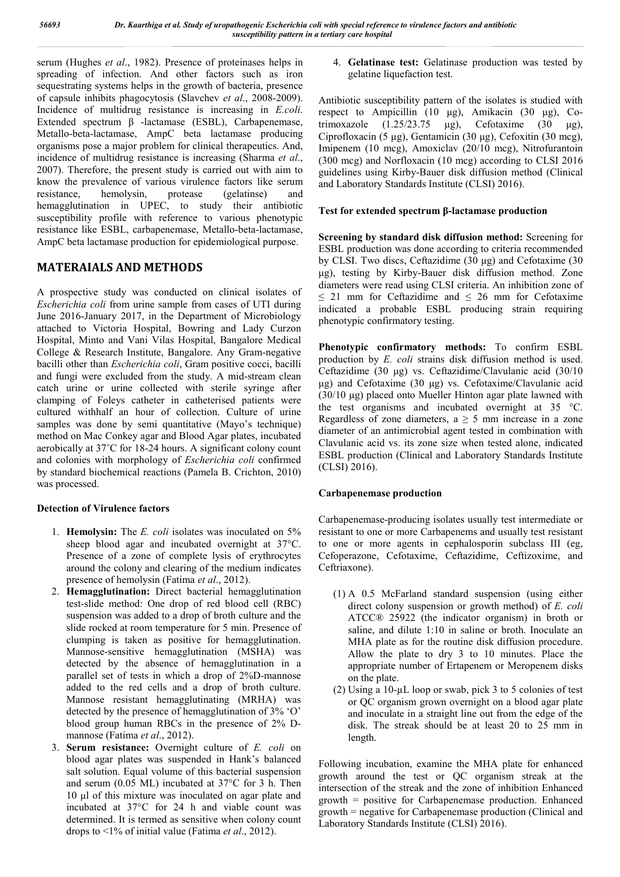serum (Hughes *et al*., 1982). Presence of proteinases helps in spreading of infection. And other factors such as iron sequestrating systems helps in the growth of bacteria, presence of capsule inhibits phagocytosis (Slavchev *et al*., 2008-2009). Incidence of multidrug resistance is increasing in *E.coli*. Extended spectrum β -lactamase (ESBL), Carbapenemase, Metallo-beta-lactamase, AmpC beta lactamase producing organisms pose a major problem for clinical therapeutics. And, incidence of multidrug resistance is increasing (Sharma *et al*., 2007). Therefore, the present study is carried out with aim to know the prevalence of various virulence factors like serum resistance, hemolysin, protease (gelatinse) and hemagglutination in UPEC, to study their antibiotic susceptibility profile with reference to various phenotypic resistance like ESBL, carbapenemase, Metallo-beta-lactamase, AmpC beta lactamase production for epidemiological purpose.

## MATERAIALS AND METHODS

A prospective study was conducted on clinical isolates of *Escherichia coli* from urine sample from cases of UTI during June 2016-January 2017, in the Department of Microbiology attached to Victoria Hospital, Bowring and Lady Curzon Hospital, Minto and Vani Vilas Hospital, Bangalore Medical College & Research Institute, Bangalore. Any Gram-negative bacilli other than *Escherichia coli*, Gram positive cocci, bacilli and fungi were excluded from the study. A mid-stream clean catch urine or urine collected with sterile syringe after clamping of Foleys catheter in catheterised patients were cultured withhalf an hour of collection. Culture of urine samples was done by semi quantitative (Mayo's technique) method on Mac Conkey agar and Blood Agar plates, incubated aerobically at 37˚C for 18-24 hours. A significant colony count and colonies with morphology of *Escherichia coli* confirmed by standard biochemical reactions (Pamela B. Crichton, 2010) was processed.

### Detection of Virulence factors

1. **Hemolysin:** The *E. coli* isolates was inoculated on 5% sheep blood agar and incubated overnight at 37°C. Presence of a zone of complete lysis of erythrocytes around the colony and clearing of the medium indicates presence of hemolysin (Fatima *et al*., 2012).
2. **Hemagglutination:** Direct bacterial hemagglutination test-slide method: One drop of red blood cell (RBC) suspension was added to a drop of broth culture and the slide rocked at room temperature for 5 min. Presence of clumping is taken as positive for hemagglutination. Mannose-sensitive hemagglutination (MSHA) was detected by the absence of hemagglutination in a parallel set of tests in which a drop of 2%D-mannose added to the red cells and a drop of broth culture. Mannose resistant hemagglutinating (MRHA) was detected by the presence of hemagglutination of 3% 'O' blood group human RBCs in the presence of 2% D-mannose (Fatima *et al*., 2012).
3. **Serum resistance:** Overnight culture of *E. coli* on blood agar plates was suspended in Hank's balanced salt solution. Equal volume of this bacterial suspension and serum (0.05 ML) incubated at 37°C for 3 h. Then 10 µl of this mixture was inoculated on agar plate and incubated at 37°C for 24 h and viable count was determined. It is termed as sensitive when colony count drops to <1% of initial value (Fatima *et al*., 2012).
4. **Gelatinase test:** Gelatinase production was tested by gelatine liquefaction test.

Antibiotic susceptibility pattern of the isolates is studied with respect to Ampicillin (10 µg), Amikacin (30 µg), Co-trimoxazole (1.25/23.75 µg), Cefotaxime (30 µg), Ciprofloxacin (5 µg), Gentamicin (30 µg), Cefoxitin (30 mcg), Imipenem (10 mcg), Amoxiclav (20/10 mcg), Nitrofurantoin (300 mcg) and Norfloxacin (10 mcg) according to CLSI 2016 guidelines using Kirby-Bauer disk diffusion method (Clinical and Laboratory Standards Institute (CLSI) 2016).

### Test for extended spectrum β-lactamase production

**Screening by standard disk diffusion method:** Screening for ESBL production was done according to criteria recommended by CLSI. Two discs, Ceftazidime (30 µg) and Cefotaxime (30 µg), testing by Kirby-Bauer disk diffusion method. Zone diameters were read using CLSI criteria. An inhibition zone of ≤ 21 mm for Ceftazidime and ≤ 26 mm for Cefotaxime indicated a probable ESBL producing strain requiring phenotypic confirmatory testing.

**Phenotypic confirmatory methods:** To confirm ESBL production by *E. coli* strains disk diffusion method is used. Ceftazidime (30 µg) vs. Ceftazidime/Clavulanic acid (30/10 µg) and Cefotaxime (30 µg) vs. Cefotaxime/Clavulanic acid (30/10 µg) placed onto Mueller Hinton agar plate lawned with the test organisms and incubated overnight at 35 °C. Regardless of zone diameters, a ≥ 5 mm increase in a zone diameter of an antimicrobial agent tested in combination with Clavulanic acid vs. its zone size when tested alone, indicated ESBL production (Clinical and Laboratory Standards Institute (CLSI) 2016).

### Carbapenemase production

Carbapenemase-producing isolates usually test intermediate or resistant to one or more Carbapenems and usually test resistant to one or more agents in cephalosporin subclass III (eg, Cefoperazone, Cefotaxime, Ceftazidime, Ceftizoxime, and Ceftriaxone).

(1) A 0.5 McFarland standard suspension (using either direct colony suspension or growth method) of *E. coli* ATCC® 25922 (the indicator organism) in broth or saline, and dilute 1:10 in saline or broth. Inoculate an MHA plate as for the routine disk diffusion procedure. Allow the plate to dry 3 to 10 minutes. Place the appropriate number of Ertapenem or Meropenem disks on the plate.

(2) Using a 10-µL loop or swab, pick 3 to 5 colonies of test or QC organism grown overnight on a blood agar plate and inoculate in a straight line out from the edge of the disk. The streak should be at least 20 to 25 mm in length.

Following incubation, examine the MHA plate for enhanced growth around the test or QC organism streak at the intersection of the streak and the zone of inhibition Enhanced growth = positive for Carbapenemase production. Enhanced growth = negative for Carbapenemase production (Clinical and Laboratory Standards Institute (CLSI) 2016).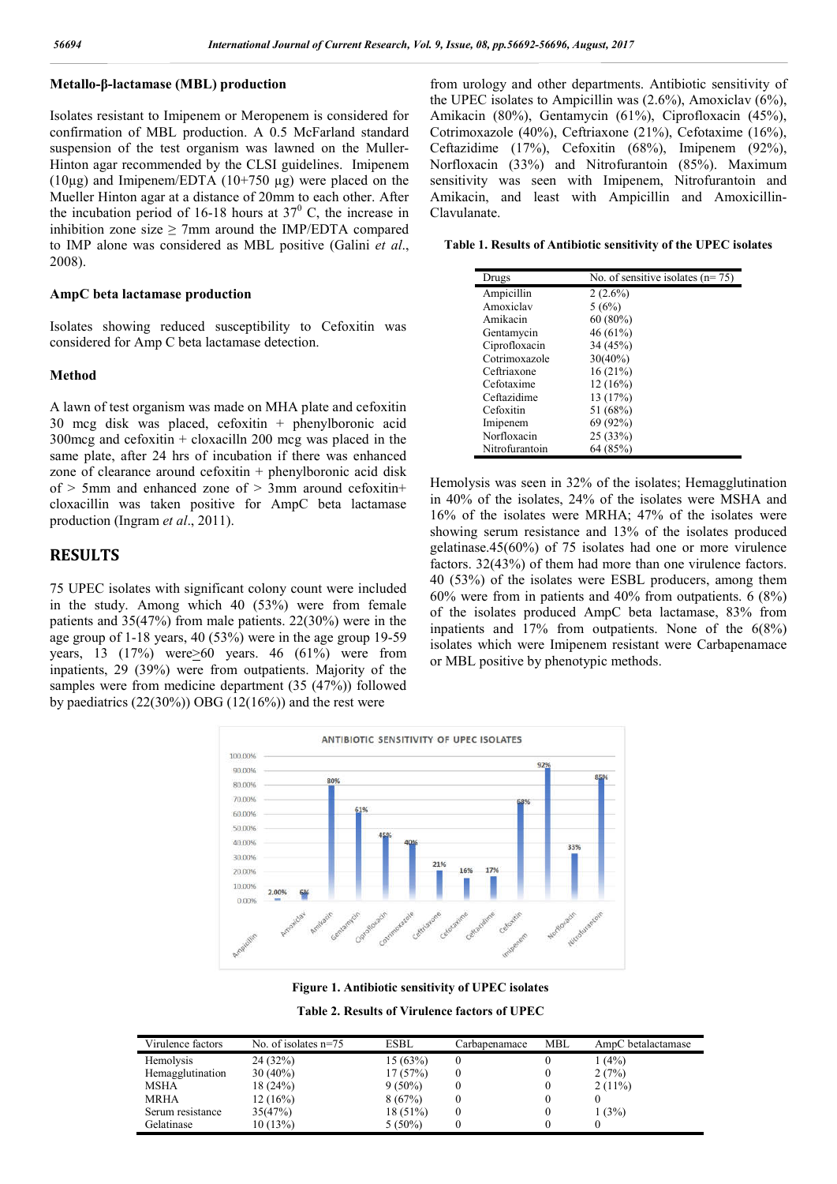### Metallo-β-lactamase (MBL) production

Isolates resistant to Imipenem or Meropenem is considered for confirmation of MBL production. A 0.5 McFarland standard suspension of the test organism was lawned on the Muller-Hinton agar recommended by the CLSI guidelines. Imipenem (10µg) and Imipenem/EDTA (10+750 µg) were placed on the Mueller Hinton agar at a distance of 20mm to each other. After the incubation period of 16-18 hours at $37^0$ C, the increase in inhibition zone size ≥ 7mm around the IMP/EDTA compared to IMP alone was considered as MBL positive (Galini *et al*., 2008).

### AmpC beta lactamase production

Isolates showing reduced susceptibility to Cefoxitin was considered for Amp C beta lactamase detection.

### Method

A lawn of test organism was made on MHA plate and cefoxitin 30 mcg disk was placed, cefoxitin + phenylboronic acid 300mcg and cefoxitin + cloxacilln 200 mcg was placed in the same plate, after 24 hrs of incubation if there was enhanced zone of clearance around cefoxitin + phenylboronic acid disk of > 5mm and enhanced zone of > 3mm around cefoxitin+ cloxacillin was taken positive for AmpC beta lactamase production (Ingram *et al*., 2011).

## RESULTS

75 UPEC isolates with significant colony count were included in the study. Among which 40 (53%) were from female patients and 35(47%) from male patients. 22(30%) were in the age group of 1-18 years, 40 (53%) were in the age group 19-59 years, 13 (17%) were≥60 years. 46 (61%) were from inpatients, 29 (39%) were from outpatients. Majority of the samples were from medicine department (35 (47%)) followed by paediatrics (22(30%)) OBG (12(16%)) and the rest were from urology and other departments. Antibiotic sensitivity of the UPEC isolates to Ampicillin was (2.6%), Amoxiclav (6%), Amikacin (80%), Gentamycin (61%), Ciprofloxacin (45%), Cotrimoxazole (40%), Ceftriaxone (21%), Cefotaxime (16%), Ceftazidime (17%), Cefoxitin (68%), Imipenem (92%), Norfloxacin (33%) and Nitrofurantoin (85%). Maximum sensitivity was seen with Imipenem, Nitrofurantoin and Amikacin, and least with Ampicillin and Amoxicillin-Clavulanate.

**Table 1. Results of Antibiotic sensitivity of the UPEC isolates**

| Drugs | No. of sensitive isolates (n= 75) |
|---|---|
| Ampicillin | 2 (2.6%) |
| Amoxiclav | 5 (6%) |
| Amikacin | 60 (80%) |
| Gentamycin | 46 (61%) |
| Ciprofloxacin | 34 (45%) |
| Cotrimoxazole | 30(40%) |
| Ceftriaxone | 16 (21%) |
| Cefotaxime | 12 (16%) |
| Ceftazidime | 13 (17%) |
| Cefoxitin | 51 (68%) |
| Imipenem | 69 (92%) |
| Norfloxacin | 25 (33%) |
| Nitrofurantoin | 64 (85%) |

Hemolysis was seen in 32% of the isolates; Hemagglutination in 40% of the isolates, 24% of the isolates were MSHA and 16% of the isolates were MRHA; 47% of the isolates were showing serum resistance and 13% of the isolates produced gelatinase.45(60%) of 75 isolates had one or more virulence factors. 32(43%) of them had more than one virulence factors. 40 (53%) of the isolates were ESBL producers, among them 60% were from in patients and 40% from outpatients. 6 (8%) of the isolates produced AmpC beta lactamase, 83% from inpatients and 17% from outpatients. None of the 6(8%) isolates which were Imipenem resistant were Carbapenamace or MBL positive by phenotypic methods.

**Figure 1. Antibiotic sensitivity of UPEC isolates**

**Table 2. Results of Virulence factors of UPEC**

| Virulence factors | No. of isolates n=75 | ESBL | Carbapenamace | MBL | AmpC betalactamase |
|---|---|---|---|---|---|
| Hemolysis | 24 (32%) | 15 (63%) | 0 | 0 | 1 (4%) |
| Hemagglutination | 30 (40%) | 17 (57%) | 0 | 0 | 2 (7%) |
| MSHA | 18 (24%) | 9 (50%) | 0 | 0 | 2 (11%) |
| MRHA | 12 (16%) | 8 (67%) | 0 | 0 | 0 |
| Serum resistance | 35(47%) | 18 (51%) | 0 | 0 | 1 (3%) |
| Gelatinase | 10 (13%) | 5 (50%) | 0 | 0 | 0 |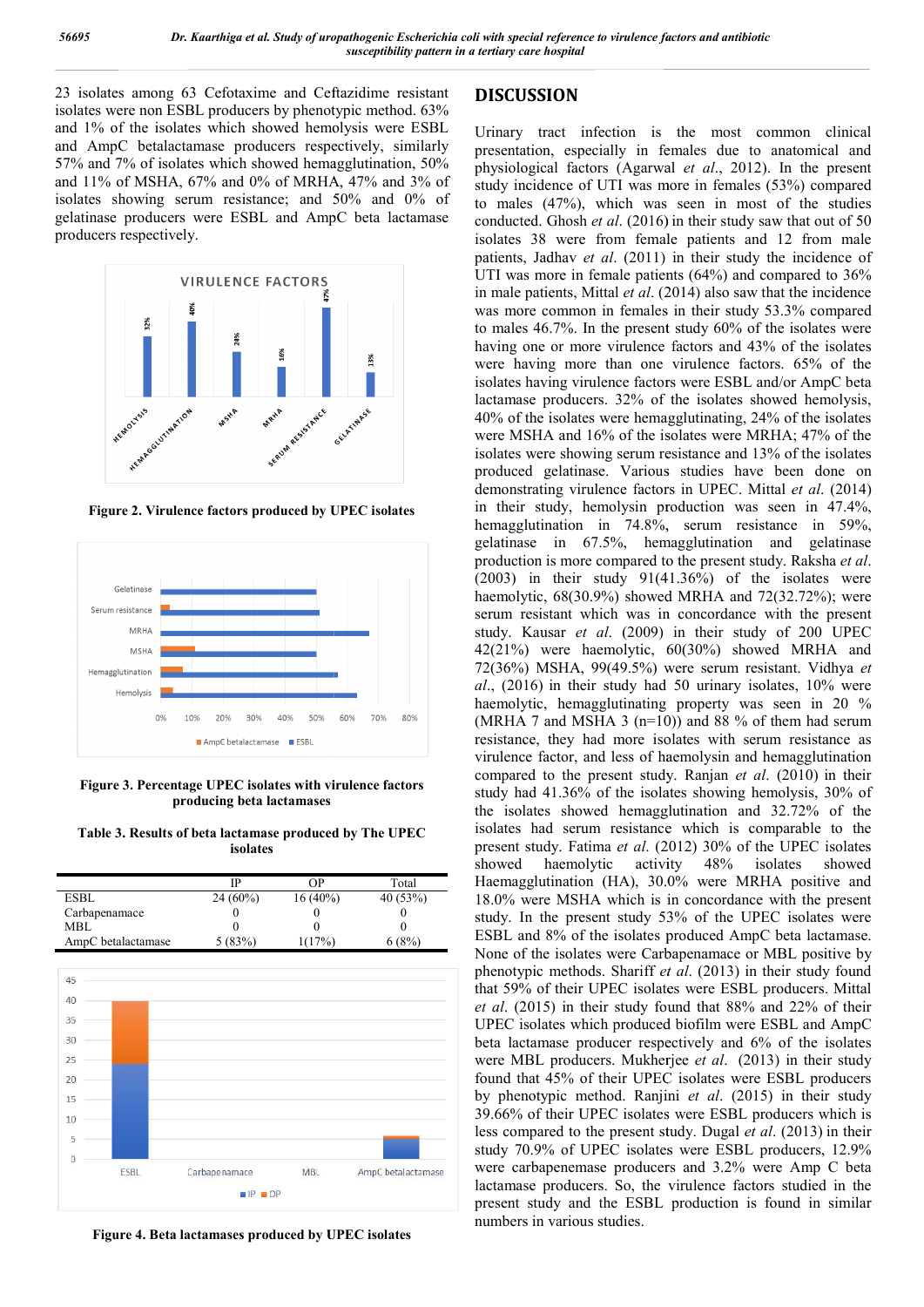23 isolates among 63 Cefotaxime and Ceftazidime resistant isolates were non ESBL producers by phenotypic method. 63% and 1% of the isolates which showed hemolysis were ESBL and AmpC betalactamase producers respectively, similarly 57% and 7% of isolates which showed hemagglutination, 50% and 11% of MSHA, 67% and 0% of MRHA, 47% and 3% of isolates showing serum resistance; and 50% and 0% of gelatinase producers were ESBL and AmpC beta lactamase producers respectively.

**Figure 2. Virulence factors produced by UPEC isolates**

**Figure 3. Percentage UPEC isolates with virulence factors producing beta lactamases**

**Table 3. Results of beta lactamase produced by The UPEC isolates**

| | IP | OP | Total |
|---|---|---|---|
| ESBL | 24 (60%) | 16 (40%) | 40 (53%) |
| Carbapenamace | 0 | 0 | 0 |
| MBL | 0 | 0 | 0 |
| AmpC betalactamase | 5 (83%) | 1(17%) | 6 (8%) |

**Figure 4. Beta lactamases produced by UPEC isolates**

## DISCUSSION

Urinary tract infection is the most common clinical presentation, especially in females due to anatomical and physiological factors (Agarwal *et al*., 2012). In the present study incidence of UTI was more in females (53%) compared to males (47%), which was seen in most of the studies conducted. Ghosh *et al*. (2016) in their study saw that out of 50 isolates 38 were from female patients and 12 from male patients, Jadhav *et al*. (2011) in their study the incidence of UTI was more in female patients (64%) and compared to 36% in male patients, Mittal *et al*. (2014) also saw that the incidence was more common in females in their study 53.3% compared to males 46.7%. In the present study 60% of the isolates were having one or more virulence factors and 43% of the isolates were having more than one virulence factors. 65% of the isolates having virulence factors were ESBL and/or AmpC beta lactamase producers. 32% of the isolates showed hemolysis, 40% of the isolates were hemagglutinating, 24% of the isolates were MSHA and 16% of the isolates were MRHA; 47% of the isolates were showing serum resistance and 13% of the isolates produced gelatinase. Various studies have been done on demonstrating virulence factors in UPEC. Mittal *et al*. (2014) in their study, hemolysin production was seen in 47.4%, hemagglutination in 74.8%, serum resistance in 59%, gelatinase in 67.5%, hemagglutination and gelatinase production is more compared to the present study. Raksha *et al*. (2003) in their study 91(41.36%) of the isolates were haemolytic, 68(30.9%) showed MRHA and 72(32.72%); were serum resistant which was in concordance with the present study. Kausar *et al*. (2009) in their study of 200 UPEC 42(21%) were haemolytic, 60(30%) showed MRHA and 72(36%) MSHA, 99(49.5%) were serum resistant. Vidhya *et al*., (2016) in their study had 50 urinary isolates, 10% were haemolytic, hemagglutinating property was seen in 20 % (MRHA 7 and MSHA 3 (n=10)) and 88 % of them had serum resistance, they had more isolates with serum resistance as virulence factor, and less of haemolysin and hemagglutination compared to the present study. Ranjan *et al*. (2010) in their study had 41.36% of the isolates showing hemolysis, 30% of the isolates showed hemagglutination and 32.72% of the isolates had serum resistance which is comparable to the present study. Fatima *et al*. (2012) 30% of the UPEC isolates showed haemolytic activity 48% isolates showed Haemagglutination (HA), 30.0% were MRHA positive and 18.0% were MSHA which is in concordance with the present study. In the present study 53% of the UPEC isolates were ESBL and 8% of the isolates produced AmpC beta lactamase. None of the isolates were Carbapenamace or MBL positive by phenotypic methods. Shariff *et al*. (2013) in their study found that 59% of their UPEC isolates were ESBL producers. Mittal *et al*. (2015) in their study found that 88% and 22% of their UPEC isolates which produced biofilm were ESBL and AmpC beta lactamase producer respectively and 6% of the isolates were MBL producers. Mukherjee *et al*. (2013) in their study found that 45% of their UPEC isolates were ESBL producers by phenotypic method. Ranjini *et al*. (2015) in their study 39.66% of their UPEC isolates were ESBL producers which is less compared to the present study. Dugal *et al*. (2013) in their study 70.9% of UPEC isolates were ESBL producers, 12.9% were carbapenemase producers and 3.2% were Amp C beta lactamase producers. So, the virulence factors studied in the present study and the ESBL production is found in similar numbers in various studies.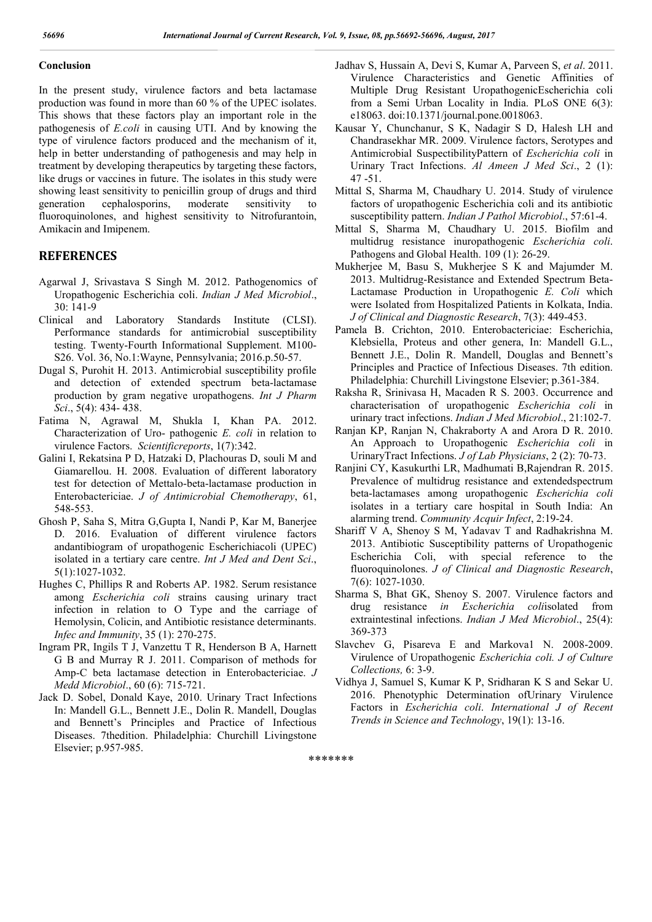## Conclusion

In the present study, virulence factors and beta lactamase production was found in more than 60 % of the UPEC isolates. This shows that these factors play an important role in the pathogenesis of *E.coli* in causing UTI. And by knowing the type of virulence factors produced and the mechanism of it, help in better understanding of pathogenesis and may help in treatment by developing therapeutics by targeting these factors, like drugs or vaccines in future. The isolates in this study were showing least sensitivity to penicillin group of drugs and third generation cephalosporins, moderate sensitivity to fluoroquinolones, and highest sensitivity to Nitrofurantoin, Amikacin and Imipenem.

## REFERENCES

Agarwal J, Srivastava S Singh M. 2012. Pathogenomics of Uropathogenic Escherichia coli. *Indian J Med Microbiol*., 30: 141-9

Clinical and Laboratory Standards Institute (CLSI). Performance standards for antimicrobial susceptibility testing. Twenty-Fourth Informational Supplement. M100-S26. Vol. 36, No.1:Wayne, Pennsylvania; 2016.p.50-57.

Dugal S, Purohit H. 2013. Antimicrobial susceptibility profile and detection of extended spectrum beta-lactamase production by gram negative uropathogens. *Int J Pharm Sci*., 5(4): 434- 438.

Fatima N, Agrawal M, Shukla I, Khan PA. 2012. Characterization of Uro- pathogenic *E. coli* in relation to virulence Factors. *Scientificreports*, 1(7):342.

Galini I, Rekatsina P D, Hatzaki D, Plachouras D, souli M and Giamarellou. H. 2008. Evaluation of different laboratory test for detection of Mettalo-beta-lactamase production in Enterobactericiae. *J of Antimicrobial Chemotherapy*, 61, 548-553.

Ghosh P, Saha S, Mitra G,Gupta I, Nandi P, Kar M, Banerjee D. 2016. Evaluation of different virulence factors andantibiogram of uropathogenic Escherichiacoli (UPEC) isolated in a tertiary care centre. *Int J Med and Dent Sci*., 5(1):1027-1032.

Hughes C, Phillips R and Roberts AP. 1982. Serum resistance among *Escherichia coli* strains causing urinary tract infection in relation to O Type and the carriage of Hemolysin, Colicin, and Antibiotic resistance determinants. *Infec and Immunity*, 35 (1): 270-275.

Ingram PR, Ingils T J, Vanzettu T R, Henderson B A, Harnett G B and Murray R J. 2011. Comparison of methods for Amp-C beta lactamase detection in Enterobactericiae. *J Medd Microbiol*., 60 (6): 715-721.

Jack D. Sobel, Donald Kaye, 2010. Urinary Tract Infections In: Mandell G.L., Bennett J.E., Dolin R. Mandell, Douglas and Bennett's Principles and Practice of Infectious Diseases. 7thedition. Philadelphia: Churchill Livingstone Elsevier; p.957-985.

Jadhav S, Hussain A, Devi S, Kumar A, Parveen S, *et al*. 2011. Virulence Characteristics and Genetic Affinities of Multiple Drug Resistant UropathogenicEscherichia coli from a Semi Urban Locality in India. PLoS ONE 6(3): e18063. doi:10.1371/journal.pone.0018063.

Kausar Y, Chunchanur, S K, Nadagir S D, Halesh LH and Chandrasekhar MR. 2009. Virulence factors, Serotypes and Antimicrobial SuspectibilityPattern of *Escherichia coli* in Urinary Tract Infections. *Al Ameen J Med Sci*., 2 (1): 47 -51.

Mittal S, Sharma M, Chaudhary U. 2014. Study of virulence factors of uropathogenic Escherichia coli and its antibiotic susceptibility pattern. *Indian J Pathol Microbiol*., 57:61-4.

Mittal S, Sharma M, Chaudhary U. 2015. Biofilm and multidrug resistance inuropathogenic *Escherichia coli*. Pathogens and Global Health. 109 (1): 26-29.

Mukherjee M, Basu S, Mukherjee S K and Majumder M. 2013. Multidrug-Resistance and Extended Spectrum Beta-Lactamase Production in Uropathogenic *E. Coli* which were Isolated from Hospitalized Patients in Kolkata, India. *J of Clinical and Diagnostic Research*, 7(3): 449-453.

Pamela B. Crichton, 2010. Enterobactericiae: Escherichia, Klebsiella, Proteus and other genera, In: Mandell G.L., Bennett J.E., Dolin R. Mandell, Douglas and Bennett's Principles and Practice of Infectious Diseases. 7th edition. Philadelphia: Churchill Livingstone Elsevier; p.361-384.

Raksha R, Srinivasa H, Macaden R S. 2003. Occurrence and characterisation of uropathogenic *Escherichia coli* in urinary tract infections. *Indian J Med Microbiol*., 21:102-7.

Ranjan KP, Ranjan N, Chakraborty A and Arora D R. 2010. An Approach to Uropathogenic *Escherichia coli* in UrinaryTract Infections. *J of Lab Physicians*, 2 (2): 70-73.

Ranjini CY, Kasukurthi LR, Madhumati B,Rajendran R. 2015. Prevalence of multidrug resistance and extendedspectrum beta-lactamases among uropathogenic *Escherichia coli* isolates in a tertiary care hospital in South India: An alarming trend. *Community Acquir Infect*, 2:19-24.

Shariff V A, Shenoy S M, Yadavav T and Radhakrishna M. 2013. Antibiotic Susceptibility patterns of Uropathogenic Escherichia Coli, with special reference to the fluoroquinolones. *J of Clinical and Diagnostic Research*, 7(6): 1027-1030.

Sharma S, Bhat GK, Shenoy S. 2007. Virulence factors and drug resistance *in Escherichia coli*isolated from extraintestinal infections. *Indian J Med Microbiol*., 25(4): 369-373

Slavchev G, Pisareva E and Markova1 N. 2008-2009. Virulence of Uropathogenic *Escherichia coli. J of Culture Collections,* 6: 3-9.

Vidhya J, Samuel S, Kumar K P, Sridharan K S and Sekar U. 2016. Phenotyphic Determination ofUrinary Virulence Factors in *Escherichia coli*. *International J of Recent Trends in Science and Technology*, 19(1): 13-16.

\*\*\*\*\*\*\*